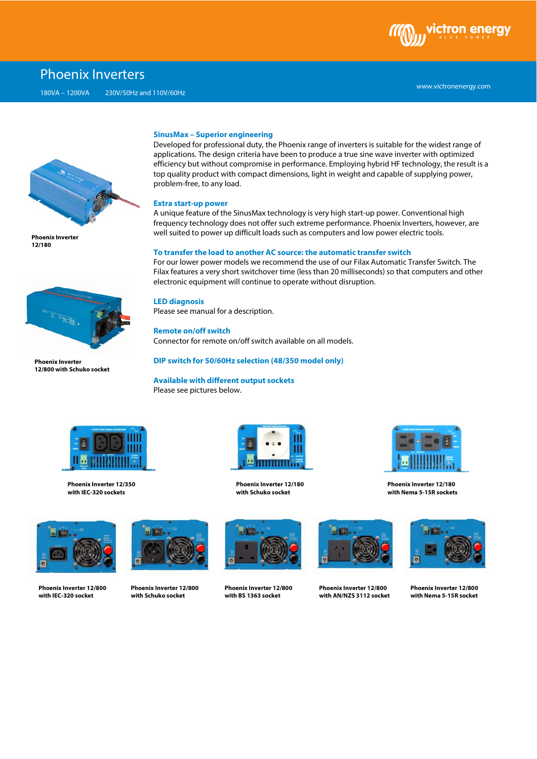# Phoenix Inverters

180VA – 1200VA    230V/50Hz and 110V/60Hz

www.victronenergy.com

Phoenix Inverter 12/180

Phoenix Inverter 12/800 with Schuko socket

### SinusMax – Superior engineering

Developed for professional duty, the Phoenix range of inverters is suitable for the widest range of applications. The design criteria have been to produce a true sine wave inverter with optimized efficiency but without compromise in performance. Employing hybrid HF technology, the result is a top quality product with compact dimensions, light in weight and capable of supplying power, problem-free, to any load.

### Extra start-up power

A unique feature of the SinusMax technology is very high start-up power. Conventional high frequency technology does not offer such extreme performance. Phoenix Inverters, however, are well suited to power up difficult loads such as computers and low power electric tools.

### To transfer the load to another AC source: the automatic transfer switch

For our lower power models we recommend the use of our Filax Automatic Transfer Switch. The Filax features a very short switchover time (less than 20 milliseconds) so that computers and other electronic equipment will continue to operate without disruption.

### LED diagnosis

Please see manual for a description.

### Remote on/off switch

Connector for remote on/off switch available on all models.

### DIP switch for 50/60Hz selection (48/350 model only)

### Available with different output sockets

Please see pictures below.

Phoenix Inverter 12/350 with IEC-320 sockets

Phoenix Inverter 12/180 with Schuko socket

Phoenix Inverter 12/180 with Nema 5-15R sockets

Phoenix Inverter 12/800 with IEC-320 socket

Phoenix Inverter 12/800 with Schuko socket

Phoenix Inverter 12/800 with BS 1363 socket

Phoenix Inverter 12/800 with AN/NZS 3112 socket

Phoenix Inverter 12/800 with Nema 5-15R socket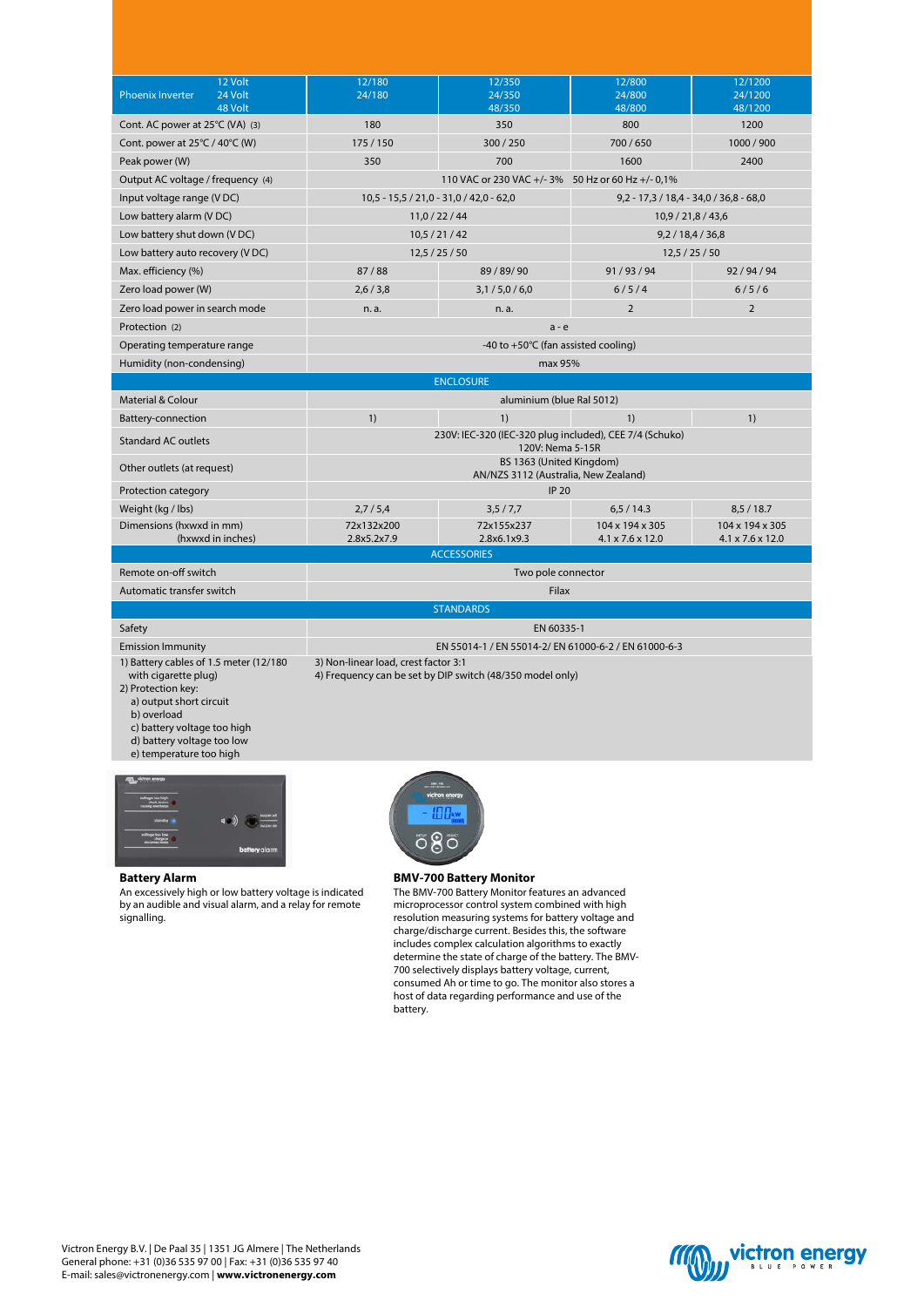| Phoenix Inverter 12 Volt / 24 Volt / 48 Volt | 12/180 24/180 | 12/350 24/350 48/350 | 12/800 24/800 48/800 | 12/1200 24/1200 48/1200 |
|---|---|---|---|---|
| Cont. AC power at 25°C (VA) (3) | 180 | 350 | 800 | 1200 |
| Cont. power at 25°C / 40°C (W) | 175 / 150 | 300 / 250 | 700 / 650 | 1000 / 900 |
| Peak power (W) | 350 | 700 | 1600 | 2400 |
| Output AC voltage / frequency (4) | 110 VAC or 230 VAC +/- 3% 50 Hz or 60 Hz +/- 0,1% | | | |
| Input voltage range (V DC) | 10,5 - 15,5 / 21,0 - 31,0 / 42,0 - 62,0 | | 9,2 - 17,3 / 18,4 - 34,0 / 36,8 - 68,0 | |
| Low battery alarm (V DC) | 11,0 / 22 / 44 | | 10,9 / 21,8 / 43,6 | |
| Low battery shut down (V DC) | 10,5 / 21 / 42 | | 9,2 / 18,4 / 36,8 | |
| Low battery auto recovery (V DC) | 12,5 / 25 / 50 | | 12,5 / 25 / 50 | |
| Max. efficiency (%) | 87 / 88 | 89 / 89 / 90 | 91 / 93 / 94 | 92 / 94 / 94 |
| Zero load power (W) | 2,6 / 3,8 | 3,1 / 5,0 / 6,0 | 6 / 5 / 4 | 6 / 5 / 6 |
| Zero load power in search mode | n. a. | n. a. | 2 | 2 |
| Protection (2) | a - e | | | |
| Operating temperature range | -40 to +50°C (fan assisted cooling) | | | |
| Humidity (non-condensing) | max 95% | | | |
| **ENCLOSURE** | | | | |
| Material & Colour | aluminium (blue Ral 5012) | | | |
| Battery-connection | 1) | 1) | 1) | 1) |
| Standard AC outlets | 230V: IEC-320 (IEC-320 plug included), CEE 7/4 (Schuko) 120V: Nema 5-15R | | | |
| Other outlets (at request) | BS 1363 (United Kingdom) AN/NZS 3112 (Australia, New Zealand) | | | |
| Protection category | IP 20 | | | |
| Weight (kg / lbs) | 2,7 / 5,4 | 3,5 / 7,7 | 6,5 / 14.3 | 8,5 / 18.7 |
| Dimensions (hxwxd in mm) (hxwxd in inches) | 72x132x200 2.8x5.2x7.9 | 72x155x237 2.8x6.1x9.3 | 104 x 194 x 305 4.1 x 7.6 x 12.0 | 104 x 194 x 305 4.1 x 7.6 x 12.0 |
| **ACCESSORIES** | | | | |
| Remote on-off switch | Two pole connector | | | |
| Automatic transfer switch | Filax | | | |
| **STANDARDS** | | | | |
| Safety | EN 60335-1 | | | |
| Emission Immunity | EN 55014-1 / EN 55014-2/ EN 61000-6-2 / EN 61000-6-3 | | | |

1) Battery cables of 1.5 meter (12/180 with cigarette plug)
2) Protection key:
   a) output short circuit
   b) overload
   c) battery voltage too high
   d) battery voltage too low
   e) temperature too high

3) Non-linear load, crest factor 3:1
4) Frequency can be set by DIP switch (48/350 model only)

**Battery Alarm**

An excessively high or low battery voltage is indicated by an audible and visual alarm, and a relay for remote signalling.

**BMV-700 Battery Monitor**

The BMV-700 Battery Monitor features an advanced microprocessor control system combined with high resolution measuring systems for battery voltage and charge/discharge current. Besides this, the software includes complex calculation algorithms to exactly determine the state of charge of the battery. The BMV-700 selectively displays battery voltage, current, consumed Ah or time to go. The monitor also stores a host of data regarding performance and use of the battery.

Victron Energy B.V. | De Paal 35 | 1351 JG Almere | The Netherlands
General phone: +31 (0)36 535 97 00 | Fax: +31 (0)36 535 97 40
E-mail: sales@victronenergy.com | **www.victronenergy.com**